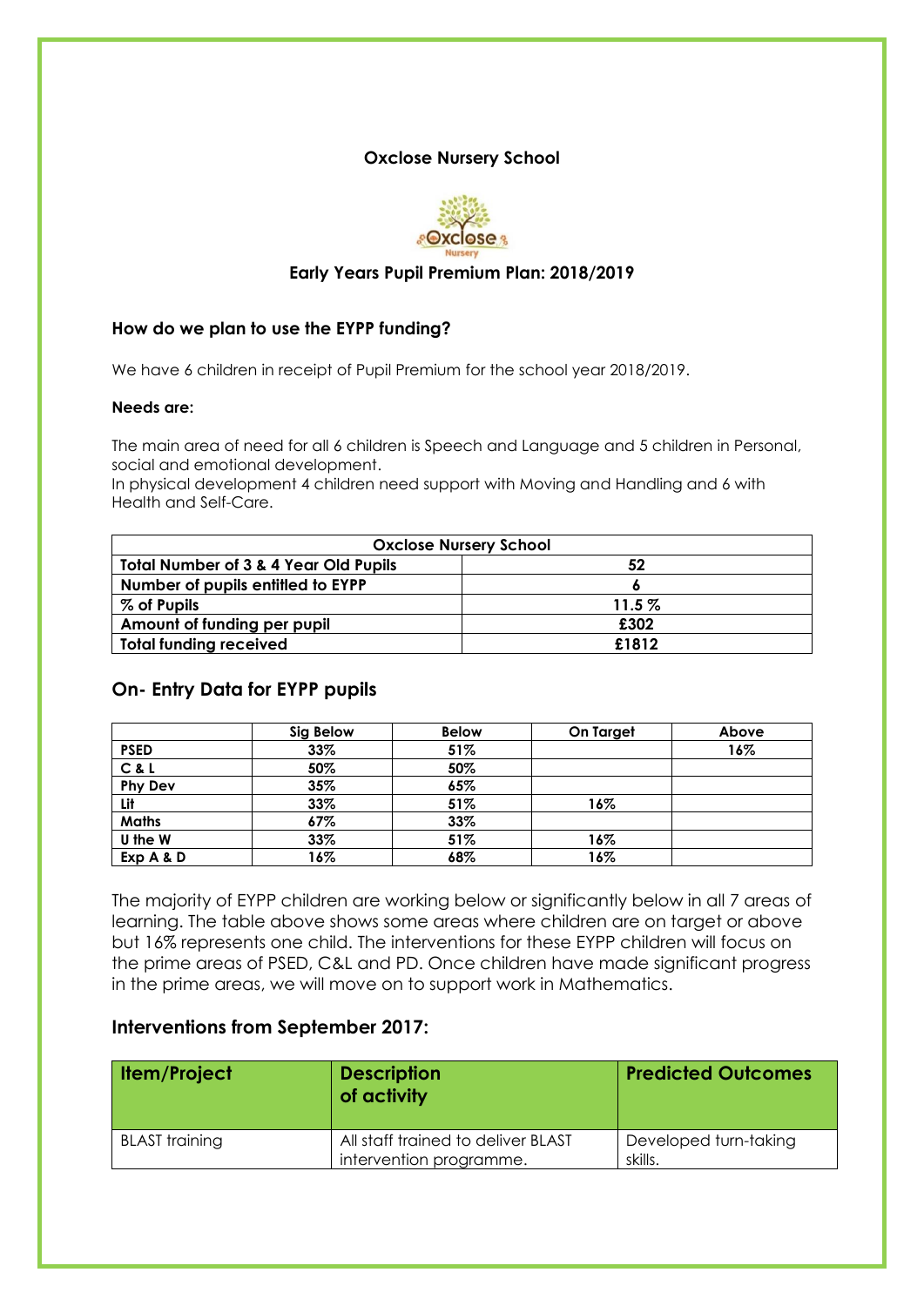**Oxclose Nursery School**

**Early Years Pupil Premium Plan: 2018/2019**

### How do we plan to use the EYPP funding?

We have 6 children in receipt of Pupil Premium for the school year 2018/2019.

**Needs are:**

The main area of need for all 6 children is Speech and Language and 5 children in Personal, social and emotional development.
In physical development 4 children need support with Moving and Handling and 6 with Health and Self-Care.

| Oxclose Nursery School | |
|---|---|
| **Total Number of 3 & 4 Year Old Pupils** | **52** |
| **Number of pupils entitled to EYPP** | **6** |
| **% of Pupils** | **11.5 %** |
| **Amount of funding per pupil** | **£302** |
| **Total funding received** | **£1812** |

## On- Entry Data for EYPP pupils

| | Sig Below | Below | On Target | Above |
|---|---|---|---|---|
| **PSED** | **33%** | **51%** | | **16%** |
| **C & L** | **50%** | **50%** | | |
| **Phy Dev** | **35%** | **65%** | | |
| **Lit** | **33%** | **51%** | **16%** | |
| **Maths** | **67%** | **33%** | | |
| **U the W** | **33%** | **51%** | **16%** | |
| **Exp A & D** | **16%** | **68%** | **16%** | |

The majority of EYPP children are working below or significantly below in all 7 areas of learning. The table above shows some areas where children are on target or above but 16% represents one child. The interventions for these EYPP children will focus on the prime areas of PSED, C&L and PD. Once children have made significant progress in the prime areas, we will move on to support work in Mathematics.

## Interventions from September 2017:

| Item/Project | Description of activity | Predicted Outcomes |
|---|---|---|
| BLAST training | All staff trained to deliver BLAST intervention programme. | Developed turn-taking skills. |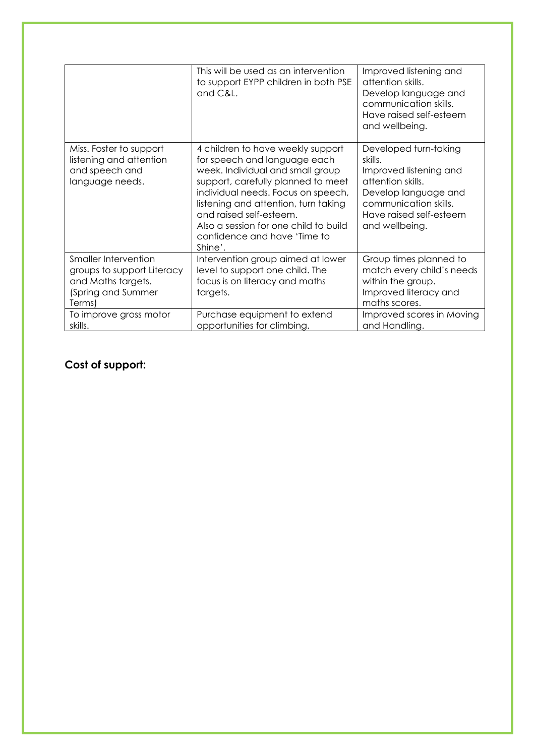| | | |
|---|---|---|
| | This will be used as an intervention to support EYPP children in both PSE and C&L. | Improved listening and attention skills.<br>Develop language and communication skills.<br>Have raised self-esteem and wellbeing. |
| Miss. Foster to support listening and attention and speech and language needs. | 4 children to have weekly support for speech and language each week. Individual and small group support, carefully planned to meet individual needs. Focus on speech, listening and attention, turn taking and raised self-esteem.<br>Also a session for one child to build confidence and have 'Time to Shine'. | Developed turn-taking skills.<br>Improved listening and attention skills.<br>Develop language and communication skills.<br>Have raised self-esteem and wellbeing. |
| Smaller Intervention groups to support Literacy and Maths targets. (Spring and Summer Terms) | Intervention group aimed at lower level to support one child. The focus is on literacy and maths targets. | Group times planned to match every child's needs within the group.<br>Improved literacy and maths scores. |
| To improve gross motor skills. | Purchase equipment to extend opportunities for climbing. | Improved scores in Moving and Handling. |

**Cost of support:**